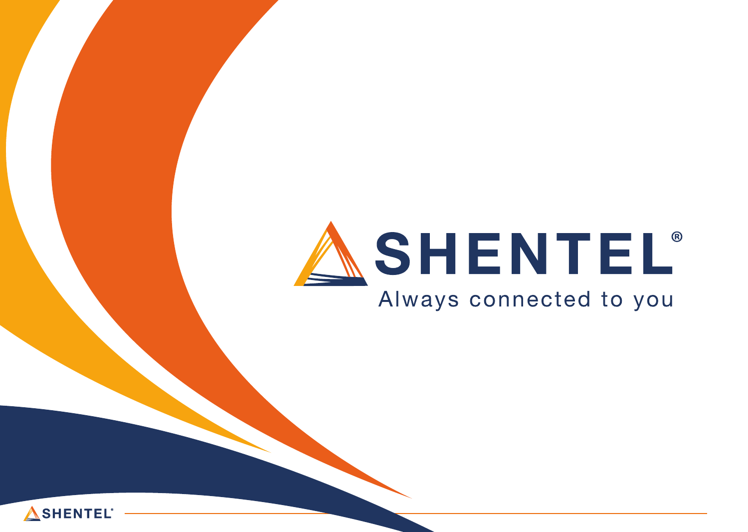# SHENTEL®

Always connected to you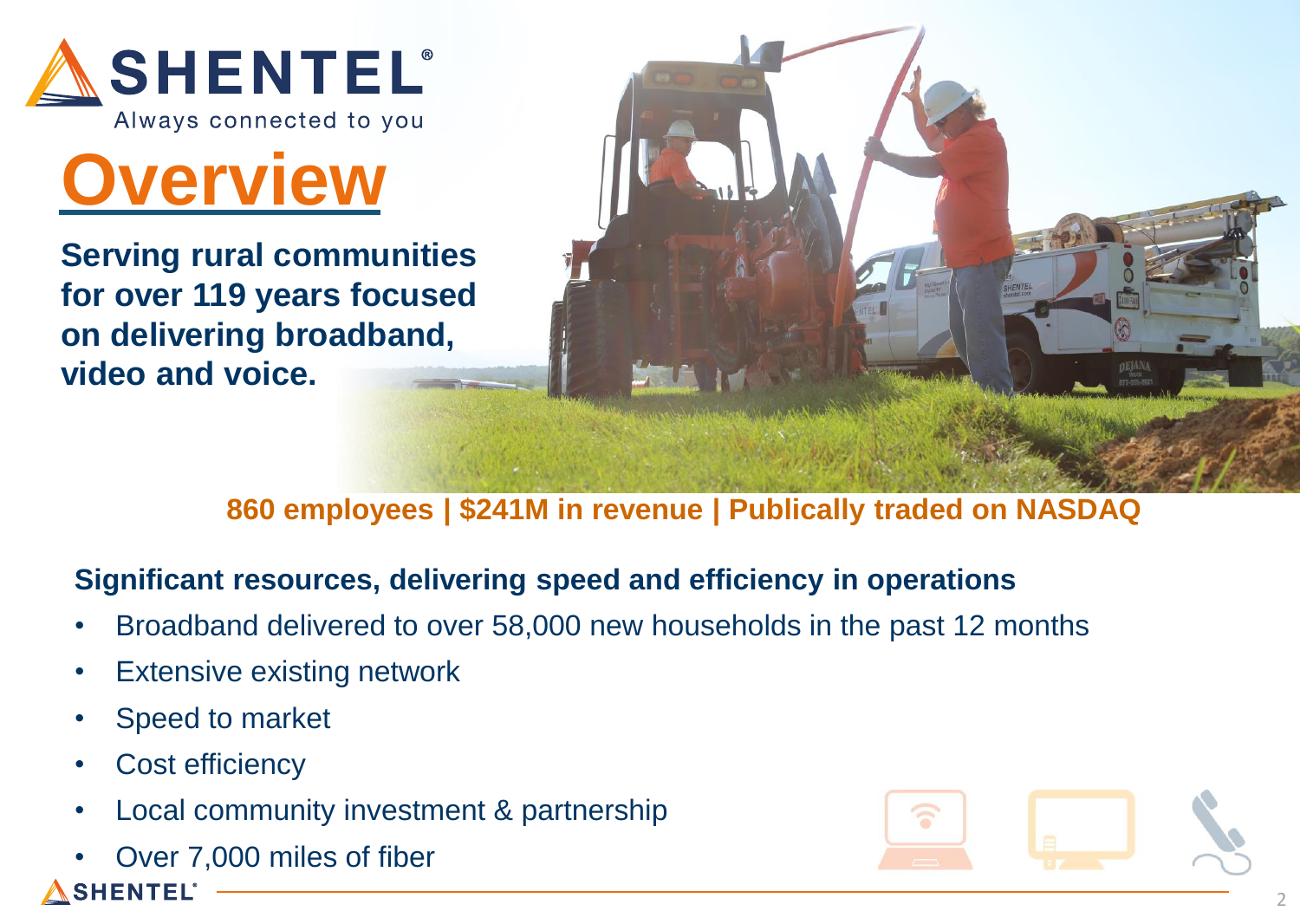SHENTEL
Always connected to you

# Overview

**Serving rural communities for over 119 years focused on delivering broadband, video and voice.**

**860 employees | $241M in revenue | Publically traded on NASDAQ**

## Significant resources, delivering speed and efficiency in operations

- Broadband delivered to over 58,000 new households in the past 12 months
- Extensive existing network
- Speed to market
- Cost efficiency
- Local community investment & partnership
- Over 7,000 miles of fiber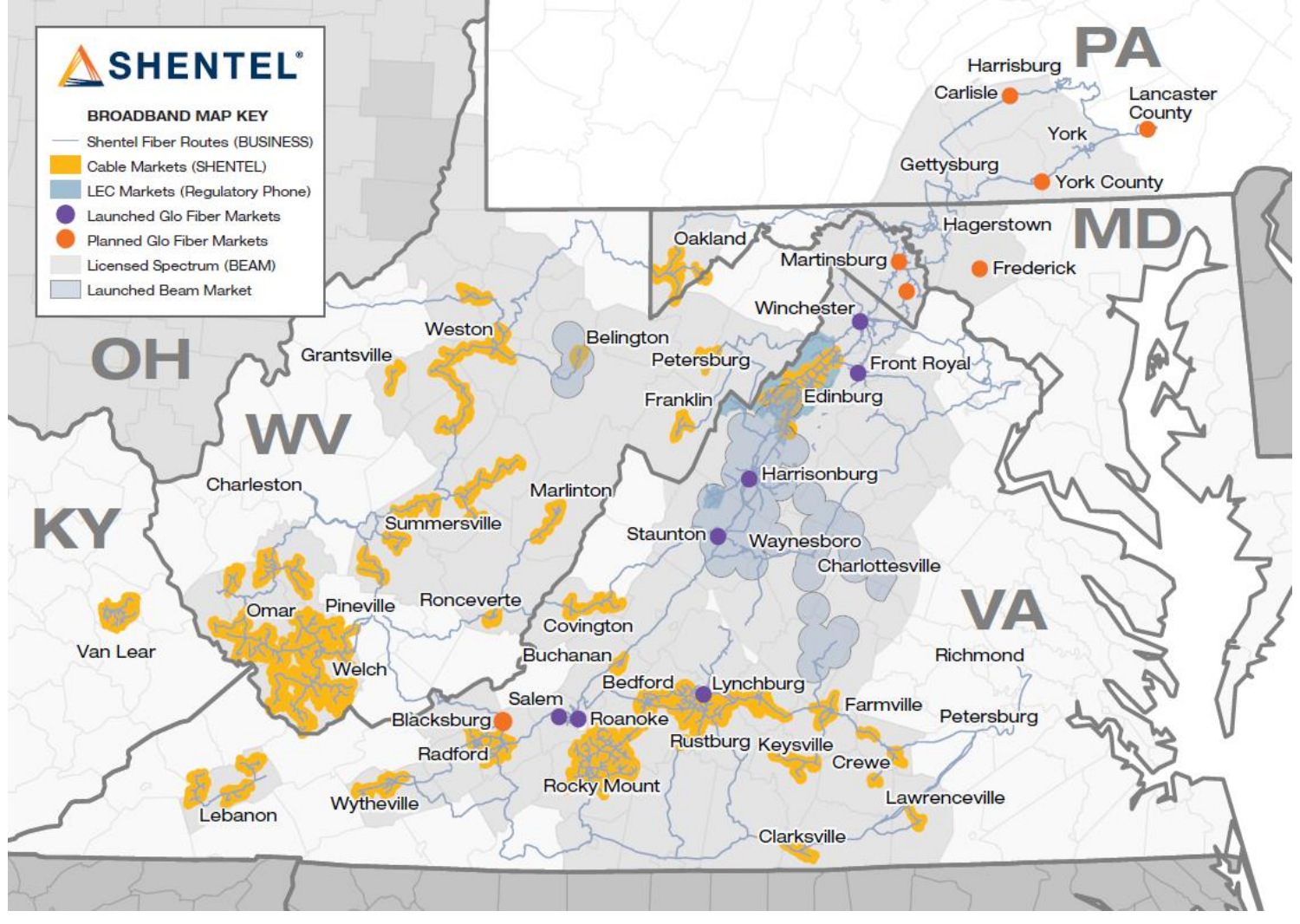**SHENTEL®**

**BROADBAND MAP KEY**

- Shentel Fiber Routes (BUSINESS)
- Cable Markets (SHENTEL)
- LEC Markets (Regulatory Phone)
- Launched Glo Fiber Markets
- Planned Glo Fiber Markets
- Licensed Spectrum (BEAM)
- Launched Beam Market

PA: Harrisburg, Carlisle, Lancaster County, York, Gettysburg, York County

MD: Hagerstown, Frederick, Oakland

OH

WV: Martinsburg, Weston, Grantsville, Belington, Petersburg, Franklin, Charleston, Summersville, Marlinton, Omar, Pineville, Ronceverte, Welch

KY: Van Lear

VA: Winchester, Front Royal, Edinburg, Harrisonburg, Staunton, Waynesboro, Charlottesville, Richmond, Covington, Buchanan, Bedford, Lynchburg, Salem, Blacksburg, Roanoke, Farmville, Petersburg, Radford, Rustburg, Keysville, Crewe, Rocky Mount, Lawrenceville, Lebanon, Wytheville, Clarksville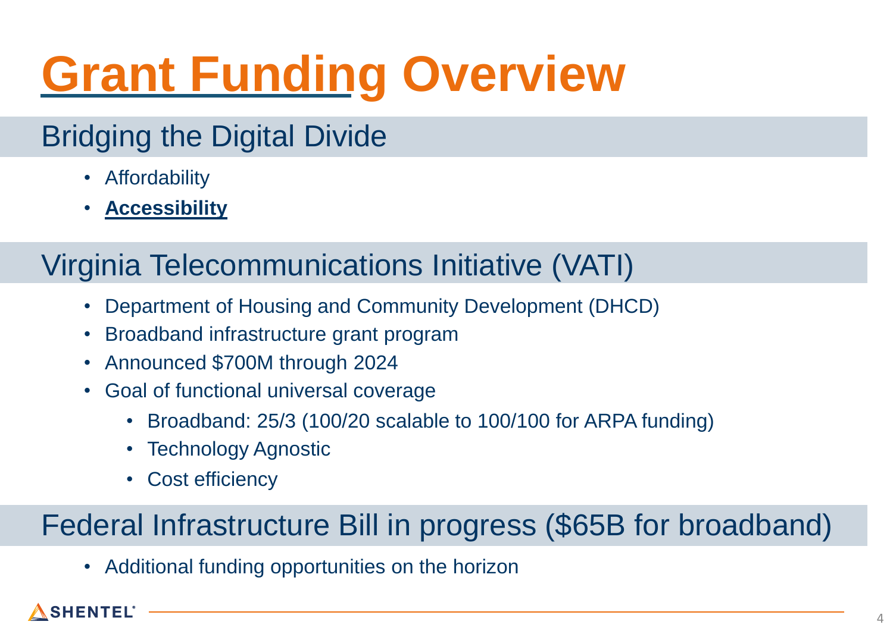# Grant Funding Overview

## Bridging the Digital Divide

- Affordability
- **Accessibility**

## Virginia Telecommunications Initiative (VATI)

- Department of Housing and Community Development (DHCD)
- Broadband infrastructure grant program
- Announced $700M through 2024
- Goal of functional universal coverage
  - Broadband: 25/3 (100/20 scalable to 100/100 for ARPA funding)
  - Technology Agnostic
  - Cost efficiency

## Federal Infrastructure Bill in progress ($65B for broadband)

- Additional funding opportunities on the horizon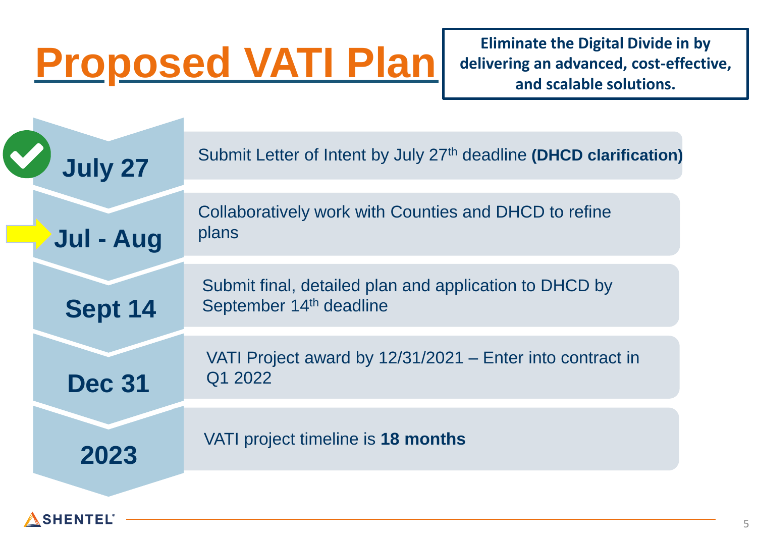# Proposed VATI Plan

**Eliminate the Digital Divide in by delivering an advanced, cost-effective, and scalable solutions.**

| | |
|---|---|
| **July 27** | Submit Letter of Intent by July 27th deadline **(DHCD clarification)** |
| **Jul - Aug** | Collaboratively work with Counties and DHCD to refine plans |
| **Sept 14** | Submit final, detailed plan and application to DHCD by September 14th deadline |
| **Dec 31** | VATI Project award by 12/31/2021 – Enter into contract in Q1 2022 |
| **2023** | VATI project timeline is **18 months** |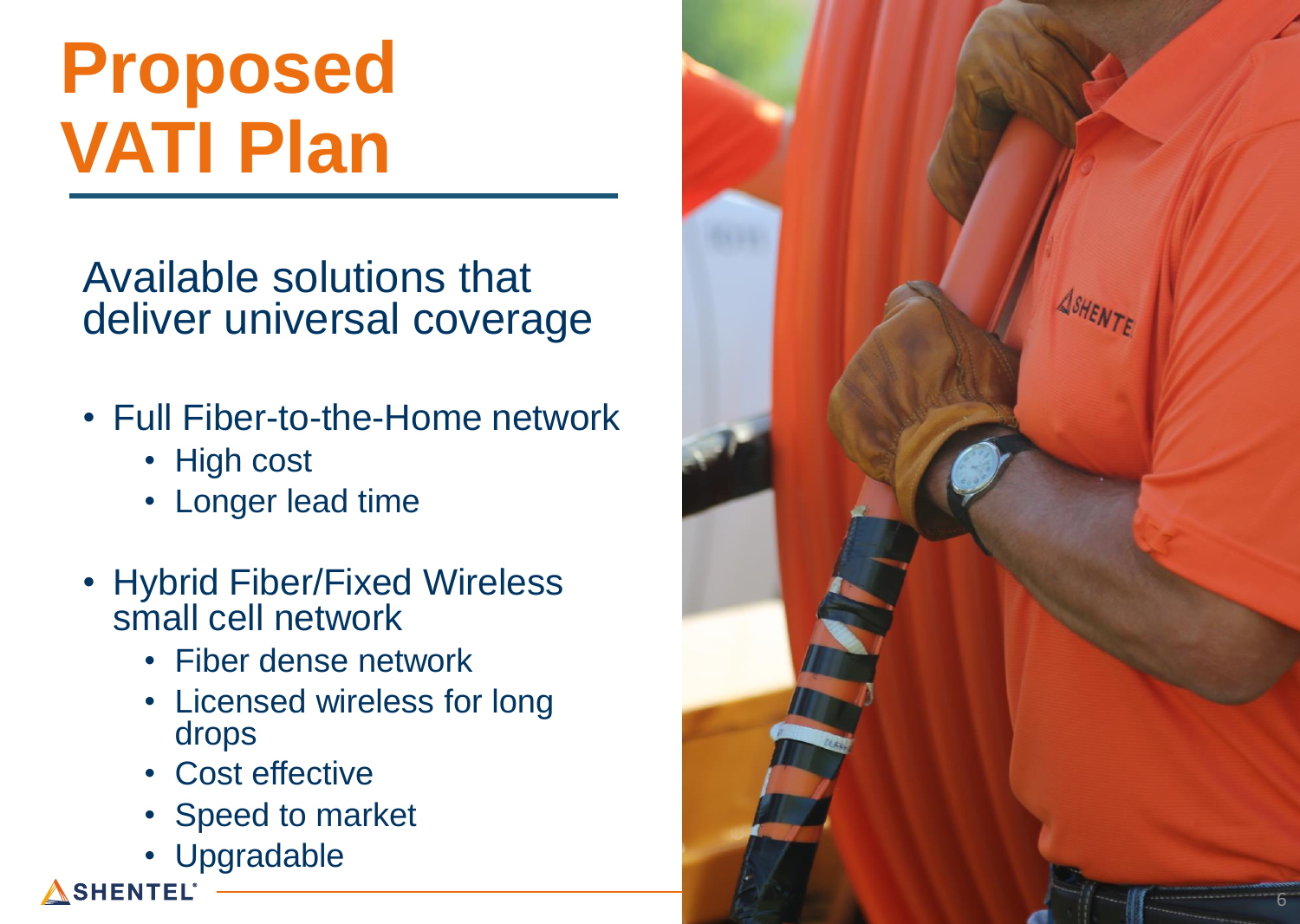# Proposed VATI Plan

## Available solutions that deliver universal coverage

- Full Fiber-to-the-Home network
  - High cost
  - Longer lead time
- Hybrid Fiber/Fixed Wireless small cell network
  - Fiber dense network
  - Licensed wireless for long drops
  - Cost effective
  - Speed to market
  - Upgradable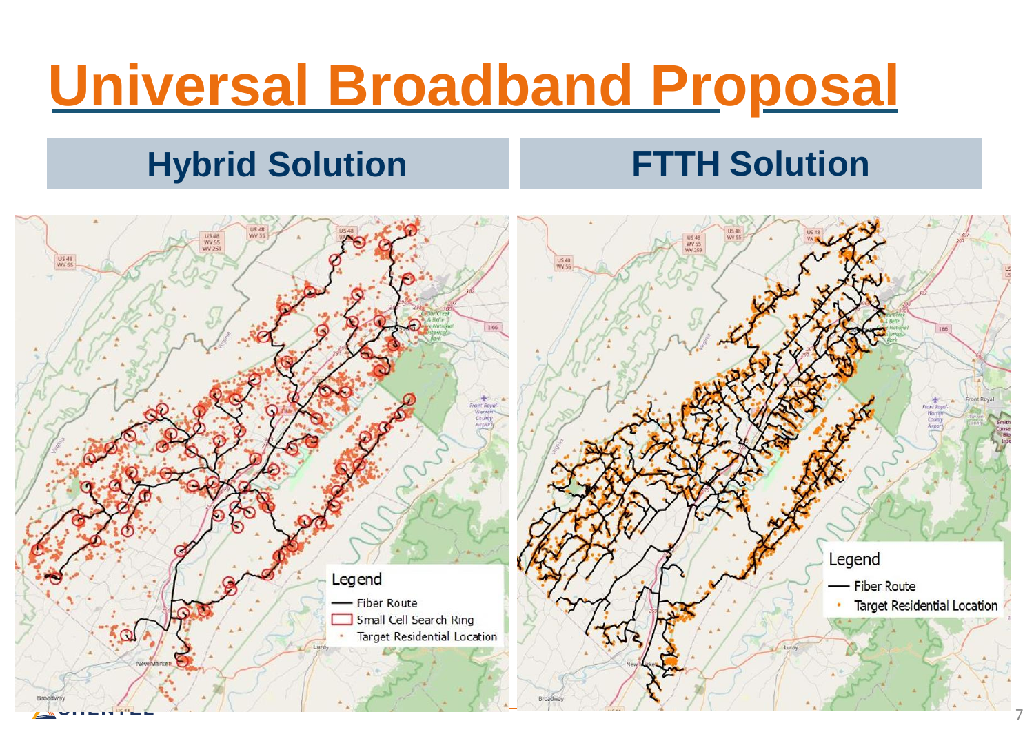# Universal Broadband Proposal

## Hybrid Solution

Legend

Fiber Route

Small Cell Search Ring

Target Residential Location

## FTTH Solution

Legend

Fiber Route

Target Residential Location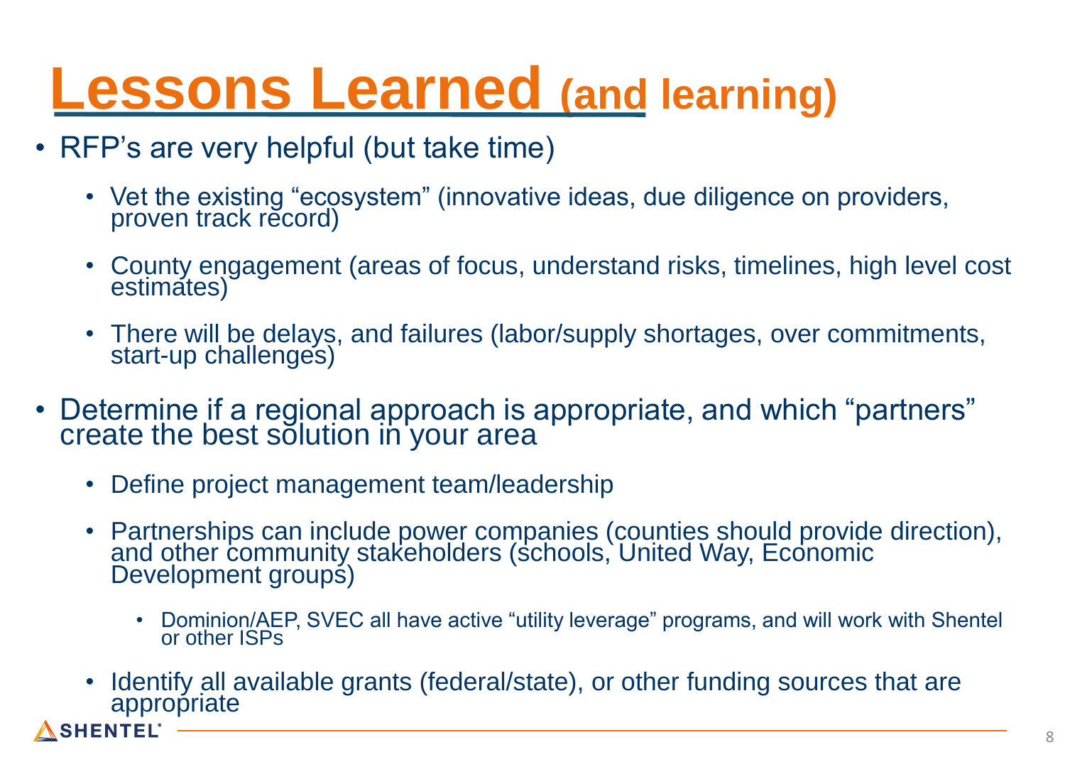# Lessons Learned (and learning)

- RFP's are very helpful (but take time)
  - Vet the existing "ecosystem" (innovative ideas, due diligence on providers, proven track record)
  - County engagement (areas of focus, understand risks, timelines, high level cost estimates)
  - There will be delays, and failures (labor/supply shortages, over commitments, start-up challenges)
- Determine if a regional approach is appropriate, and which "partners" create the best solution in your area
  - Define project management team/leadership
  - Partnerships can include power companies (counties should provide direction), and other community stakeholders (schools, United Way, Economic Development groups)
    - Dominion/AEP, SVEC all have active "utility leverage" programs, and will work with Shentel or other ISPs
  - Identify all available grants (federal/state), or other funding sources that are appropriate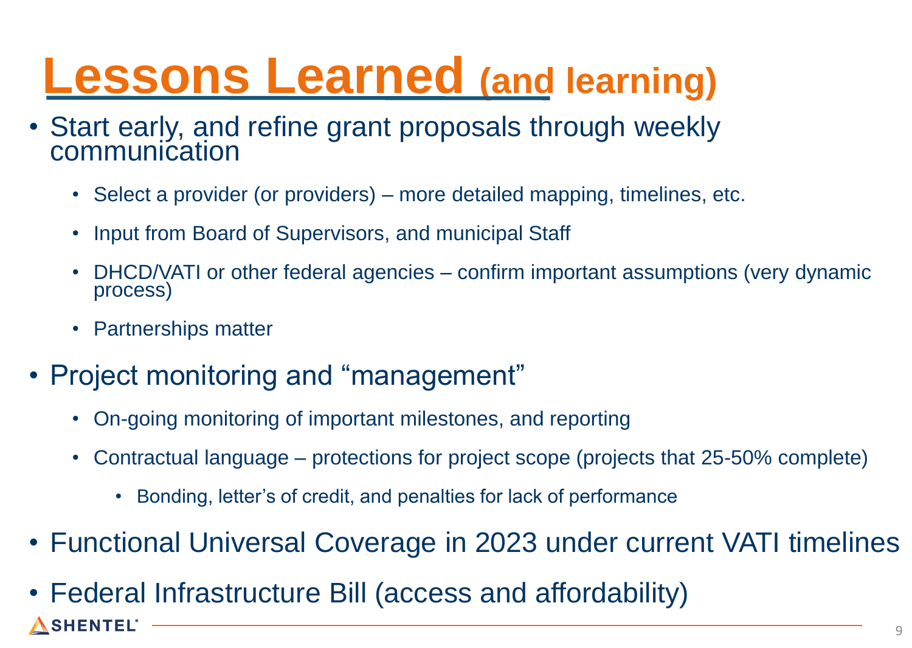# Lessons Learned (and learning)

- Start early, and refine grant proposals through weekly communication
  - Select a provider (or providers) – more detailed mapping, timelines, etc.
  - Input from Board of Supervisors, and municipal Staff
  - DHCD/VATI or other federal agencies – confirm important assumptions (very dynamic process)
  - Partnerships matter
- Project monitoring and "management"
  - On-going monitoring of important milestones, and reporting
  - Contractual language – protections for project scope (projects that 25-50% complete)
    - Bonding, letter's of credit, and penalties for lack of performance
- Functional Universal Coverage in 2023 under current VATI timelines
- Federal Infrastructure Bill (access and affordability)

SHENTEL